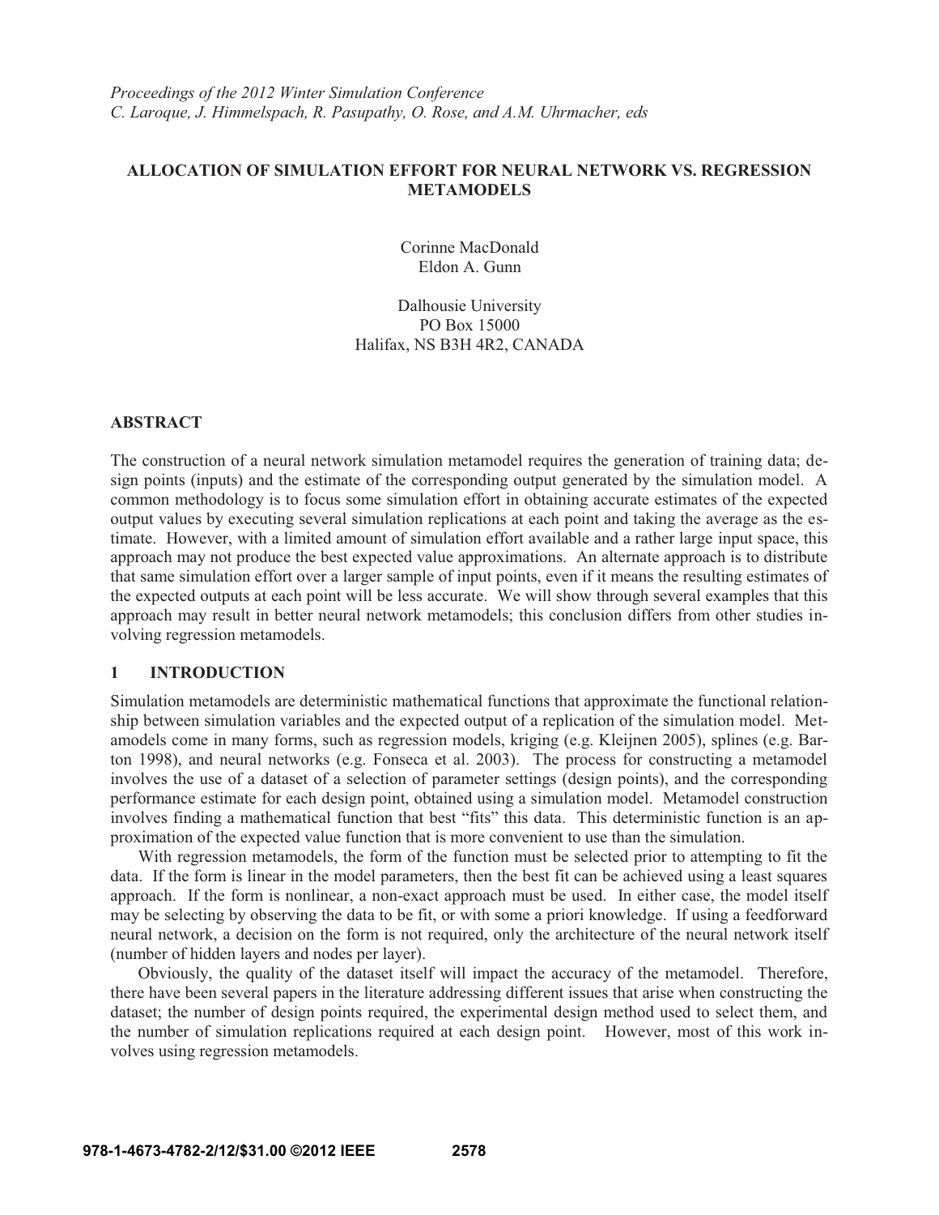*Proceedings of the 2012 Winter Simulation Conference*
*C. Laroque, J. Himmelspach, R. Pasupathy, O. Rose, and A.M. Uhrmacher, eds*

# ALLOCATION OF SIMULATION EFFORT FOR NEURAL NETWORK VS. REGRESSION METAMODELS

Corinne MacDonald
Eldon A. Gunn

Dalhousie University
PO Box 15000
Halifax, NS B3H 4R2, CANADA

## ABSTRACT

The construction of a neural network simulation metamodel requires the generation of training data; design points (inputs) and the estimate of the corresponding output generated by the simulation model. A common methodology is to focus some simulation effort in obtaining accurate estimates of the expected output values by executing several simulation replications at each point and taking the average as the estimate. However, with a limited amount of simulation effort available and a rather large input space, this approach may not produce the best expected value approximations. An alternate approach is to distribute that same simulation effort over a larger sample of input points, even if it means the resulting estimates of the expected outputs at each point will be less accurate. We will show through several examples that this approach may result in better neural network metamodels; this conclusion differs from other studies involving regression metamodels.

## 1 INTRODUCTION

Simulation metamodels are deterministic mathematical functions that approximate the functional relationship between simulation variables and the expected output of a replication of the simulation model. Metamodels come in many forms, such as regression models, kriging (e.g. Kleijnen 2005), splines (e.g. Barton 1998), and neural networks (e.g. Fonseca et al. 2003). The process for constructing a metamodel involves the use of a dataset of a selection of parameter settings (design points), and the corresponding performance estimate for each design point, obtained using a simulation model. Metamodel construction involves finding a mathematical function that best "fits" this data. This deterministic function is an approximation of the expected value function that is more convenient to use than the simulation.

With regression metamodels, the form of the function must be selected prior to attempting to fit the data. If the form is linear in the model parameters, then the best fit can be achieved using a least squares approach. If the form is nonlinear, a non-exact approach must be used. In either case, the model itself may be selecting by observing the data to be fit, or with some a priori knowledge. If using a feedforward neural network, a decision on the form is not required, only the architecture of the neural network itself (number of hidden layers and nodes per layer).

Obviously, the quality of the dataset itself will impact the accuracy of the metamodel. Therefore, there have been several papers in the literature addressing different issues that arise when constructing the dataset; the number of design points required, the experimental design method used to select them, and the number of simulation replications required at each design point. However, most of this work involves using regression metamodels.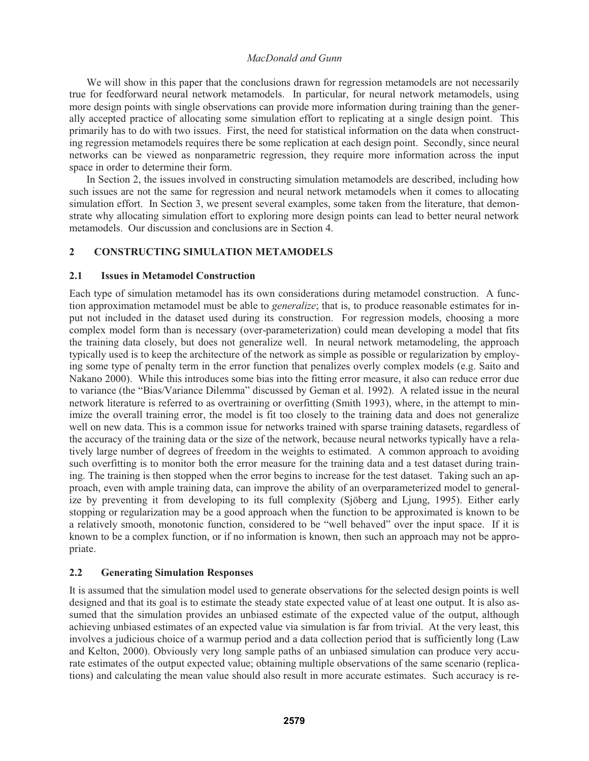We will show in this paper that the conclusions drawn for regression metamodels are not necessarily true for feedforward neural network metamodels. In particular, for neural network metamodels, using more design points with single observations can provide more information during training than the generally accepted practice of allocating some simulation effort to replicating at a single design point. This primarily has to do with two issues. First, the need for statistical information on the data when constructing regression metamodels requires there be some replication at each design point. Secondly, since neural networks can be viewed as nonparametric regression, they require more information across the input space in order to determine their form.

In Section 2, the issues involved in constructing simulation metamodels are described, including how such issues are not the same for regression and neural network metamodels when it comes to allocating simulation effort. In Section 3, we present several examples, some taken from the literature, that demonstrate why allocating simulation effort to exploring more design points can lead to better neural network metamodels. Our discussion and conclusions are in Section 4.

## 2 CONSTRUCTING SIMULATION METAMODELS

### 2.1 Issues in Metamodel Construction

Each type of simulation metamodel has its own considerations during metamodel construction. A function approximation metamodel must be able to *generalize*; that is, to produce reasonable estimates for input not included in the dataset used during its construction. For regression models, choosing a more complex model form than is necessary (over-parameterization) could mean developing a model that fits the training data closely, but does not generalize well. In neural network metamodeling, the approach typically used is to keep the architecture of the network as simple as possible or regularization by employing some type of penalty term in the error function that penalizes overly complex models (e.g. Saito and Nakano 2000). While this introduces some bias into the fitting error measure, it also can reduce error due to variance (the "Bias/Variance Dilemma" discussed by Geman et al. 1992). A related issue in the neural network literature is referred to as overtraining or overfitting (Smith 1993), where, in the attempt to minimize the overall training error, the model is fit too closely to the training data and does not generalize well on new data. This is a common issue for networks trained with sparse training datasets, regardless of the accuracy of the training data or the size of the network, because neural networks typically have a relatively large number of degrees of freedom in the weights to estimated. A common approach to avoiding such overfitting is to monitor both the error measure for the training data and a test dataset during training. The training is then stopped when the error begins to increase for the test dataset. Taking such an approach, even with ample training data, can improve the ability of an overparameterized model to generalize by preventing it from developing to its full complexity (Sjöberg and Ljung, 1995). Either early stopping or regularization may be a good approach when the function to be approximated is known to be a relatively smooth, monotonic function, considered to be "well behaved" over the input space. If it is known to be a complex function, or if no information is known, then such an approach may not be appropriate.

### 2.2 Generating Simulation Responses

It is assumed that the simulation model used to generate observations for the selected design points is well designed and that its goal is to estimate the steady state expected value of at least one output. It is also assumed that the simulation provides an unbiased estimate of the expected value of the output, although achieving unbiased estimates of an expected value via simulation is far from trivial. At the very least, this involves a judicious choice of a warmup period and a data collection period that is sufficiently long (Law and Kelton, 2000). Obviously very long sample paths of an unbiased simulation can produce very accurate estimates of the output expected value; obtaining multiple observations of the same scenario (replications) and calculating the mean value should also result in more accurate estimates. Such accuracy is re-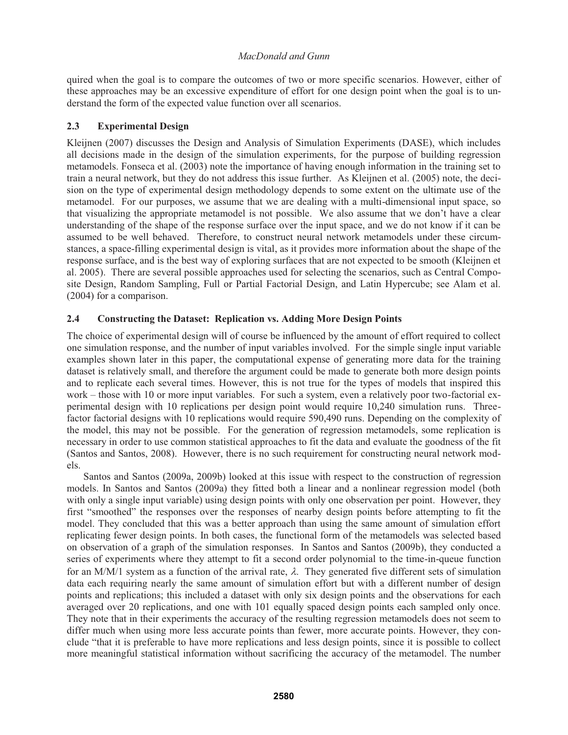quired when the goal is to compare the outcomes of two or more specific scenarios. However, either of these approaches may be an excessive expenditure of effort for one design point when the goal is to understand the form of the expected value function over all scenarios.

### 2.3 Experimental Design

Kleijnen (2007) discusses the Design and Analysis of Simulation Experiments (DASE), which includes all decisions made in the design of the simulation experiments, for the purpose of building regression metamodels. Fonseca et al. (2003) note the importance of having enough information in the training set to train a neural network, but they do not address this issue further. As Kleijnen et al. (2005) note, the decision on the type of experimental design methodology depends to some extent on the ultimate use of the metamodel. For our purposes, we assume that we are dealing with a multi-dimensional input space, so that visualizing the appropriate metamodel is not possible. We also assume that we don't have a clear understanding of the shape of the response surface over the input space, and we do not know if it can be assumed to be well behaved. Therefore, to construct neural network metamodels under these circumstances, a space-filling experimental design is vital, as it provides more information about the shape of the response surface, and is the best way of exploring surfaces that are not expected to be smooth (Kleijnen et al. 2005). There are several possible approaches used for selecting the scenarios, such as Central Composite Design, Random Sampling, Full or Partial Factorial Design, and Latin Hypercube; see Alam et al. (2004) for a comparison.

### 2.4 Constructing the Dataset: Replication vs. Adding More Design Points

The choice of experimental design will of course be influenced by the amount of effort required to collect one simulation response, and the number of input variables involved. For the simple single input variable examples shown later in this paper, the computational expense of generating more data for the training dataset is relatively small, and therefore the argument could be made to generate both more design points and to replicate each several times. However, this is not true for the types of models that inspired this work – those with 10 or more input variables. For such a system, even a relatively poor two-factorial experimental design with 10 replications per design point would require 10,240 simulation runs. Three-factor factorial designs with 10 replications would require 590,490 runs. Depending on the complexity of the model, this may not be possible. For the generation of regression metamodels, some replication is necessary in order to use common statistical approaches to fit the data and evaluate the goodness of the fit (Santos and Santos, 2008). However, there is no such requirement for constructing neural network models.

Santos and Santos (2009a, 2009b) looked at this issue with respect to the construction of regression models. In Santos and Santos (2009a) they fitted both a linear and a nonlinear regression model (both with only a single input variable) using design points with only one observation per point. However, they first "smoothed" the responses over the responses of nearby design points before attempting to fit the model. They concluded that this was a better approach than using the same amount of simulation effort replicating fewer design points. In both cases, the functional form of the metamodels was selected based on observation of a graph of the simulation responses. In Santos and Santos (2009b), they conducted a series of experiments where they attempt to fit a second order polynomial to the time-in-queue function for an M/M/1 system as a function of the arrival rate, $\lambda$. They generated five different sets of simulation data each requiring nearly the same amount of simulation effort but with a different number of design points and replications; this included a dataset with only six design points and the observations for each averaged over 20 replications, and one with 101 equally spaced design points each sampled only once. They note that in their experiments the accuracy of the resulting regression metamodels does not seem to differ much when using more less accurate points than fewer, more accurate points. However, they conclude "that it is preferable to have more replications and less design points, since it is possible to collect more meaningful statistical information without sacrificing the accuracy of the metamodel. The number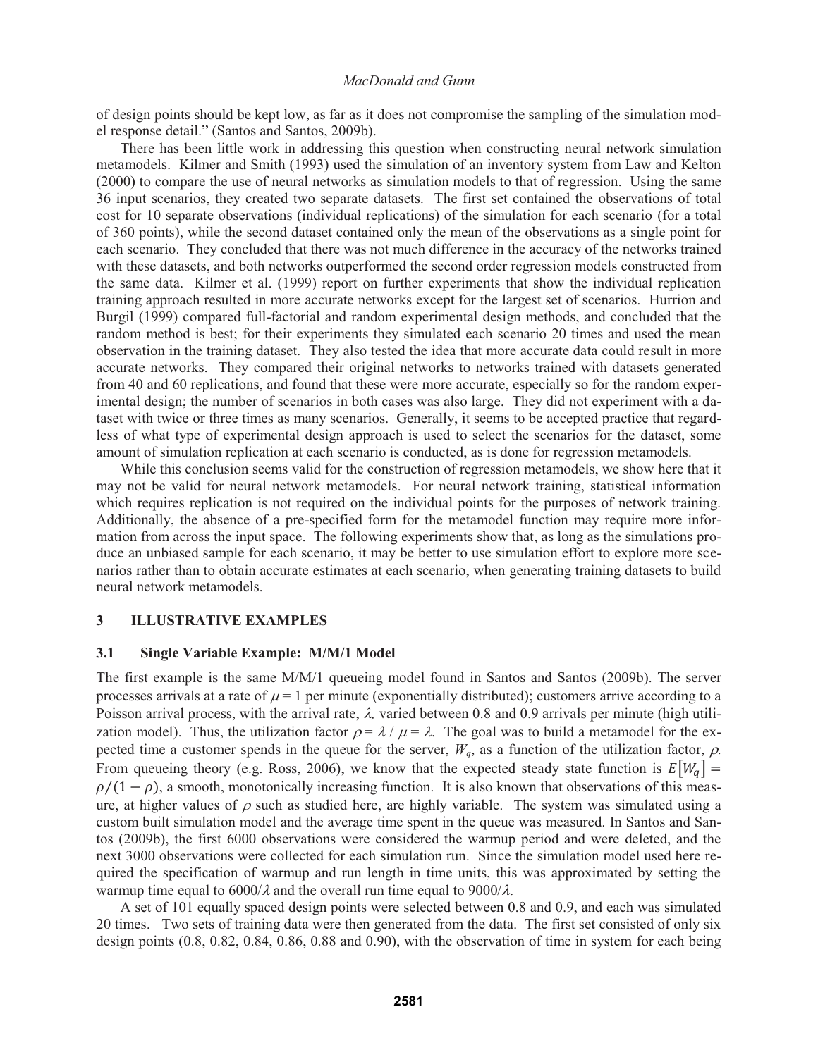of design points should be kept low, as far as it does not compromise the sampling of the simulation model response detail." (Santos and Santos, 2009b).

There has been little work in addressing this question when constructing neural network simulation metamodels. Kilmer and Smith (1993) used the simulation of an inventory system from Law and Kelton (2000) to compare the use of neural networks as simulation models to that of regression. Using the same 36 input scenarios, they created two separate datasets. The first set contained the observations of total cost for 10 separate observations (individual replications) of the simulation for each scenario (for a total of 360 points), while the second dataset contained only the mean of the observations as a single point for each scenario. They concluded that there was not much difference in the accuracy of the networks trained with these datasets, and both networks outperformed the second order regression models constructed from the same data. Kilmer et al. (1999) report on further experiments that show the individual replication training approach resulted in more accurate networks except for the largest set of scenarios. Hurrion and Burgil (1999) compared full-factorial and random experimental design methods, and concluded that the random method is best; for their experiments they simulated each scenario 20 times and used the mean observation in the training dataset. They also tested the idea that more accurate data could result in more accurate networks. They compared their original networks to networks trained with datasets generated from 40 and 60 replications, and found that these were more accurate, especially so for the random experimental design; the number of scenarios in both cases was also large. They did not experiment with a dataset with twice or three times as many scenarios. Generally, it seems to be accepted practice that regardless of what type of experimental design approach is used to select the scenarios for the dataset, some amount of simulation replication at each scenario is conducted, as is done for regression metamodels.

While this conclusion seems valid for the construction of regression metamodels, we show here that it may not be valid for neural network metamodels. For neural network training, statistical information which requires replication is not required on the individual points for the purposes of network training. Additionally, the absence of a pre-specified form for the metamodel function may require more information from across the input space. The following experiments show that, as long as the simulations produce an unbiased sample for each scenario, it may be better to use simulation effort to explore more scenarios rather than to obtain accurate estimates at each scenario, when generating training datasets to build neural network metamodels.

## 3 ILLUSTRATIVE EXAMPLES

### 3.1 Single Variable Example: M/M/1 Model

The first example is the same M/M/1 queueing model found in Santos and Santos (2009b). The server processes arrivals at a rate of $\mu = 1$ per minute (exponentially distributed); customers arrive according to a Poisson arrival process, with the arrival rate, $\lambda$, varied between 0.8 and 0.9 arrivals per minute (high utilization model). Thus, the utilization factor $\rho = \lambda / \mu = \lambda$. The goal was to build a metamodel for the expected time a customer spends in the queue for the server, $W_q$, as a function of the utilization factor, $\rho$. From queueing theory (e.g. Ross, 2006), we know that the expected steady state function is $E[W_q] = \rho/(1-\rho)$, a smooth, monotonically increasing function. It is also known that observations of this measure, at higher values of $\rho$ such as studied here, are highly variable. The system was simulated using a custom built simulation model and the average time spent in the queue was measured. In Santos and Santos (2009b), the first 6000 observations were considered the warmup period and were deleted, and the next 3000 observations were collected for each simulation run. Since the simulation model used here required the specification of warmup and run length in time units, this was approximated by setting the warmup time equal to $6000/\lambda$ and the overall run time equal to $9000/\lambda$.

A set of 101 equally spaced design points were selected between 0.8 and 0.9, and each was simulated 20 times. Two sets of training data were then generated from the data. The first set consisted of only six design points (0.8, 0.82, 0.84, 0.86, 0.88 and 0.90), with the observation of time in system for each being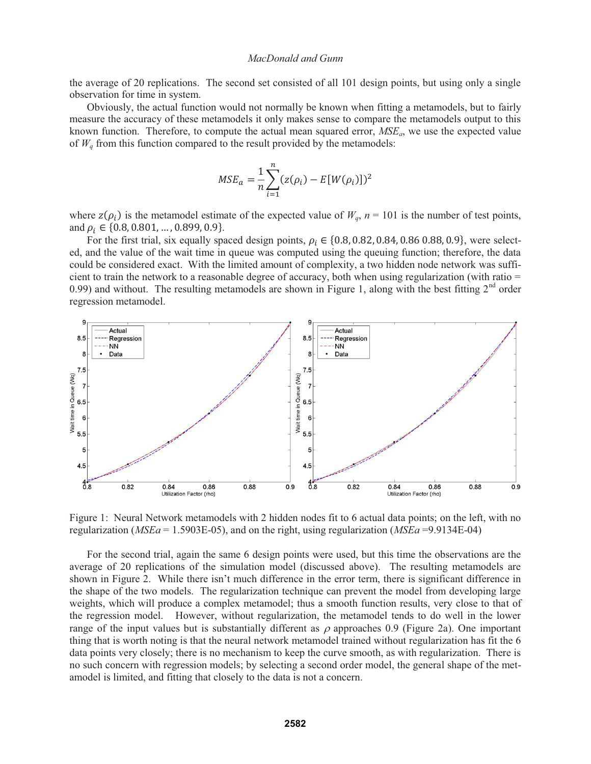the average of 20 replications. The second set consisted of all 101 design points, but using only a single observation for time in system.

Obviously, the actual function would not normally be known when fitting a metamodels, but to fairly measure the accuracy of these metamodels it only makes sense to compare the metamodels output to this known function. Therefore, to compute the actual mean squared error, $MSE_a$, we use the expected value of $W_q$ from this function compared to the result provided by the metamodels:

$$MSE_a = \frac{1}{n}\sum_{i=1}^{n}(z(\rho_i) - E[W(\rho_i)])^2$$

where $z(\rho_i)$ is the metamodel estimate of the expected value of $W_q$, $n$ = 101 is the number of test points, and $\rho_i \in \{0.8, 0.801, \ldots, 0.899, 0.9\}$.

For the first trial, six equally spaced design points, $\rho_i \in \{0.8, 0.82, 0.84, 0.86\ 0.88, 0.9\}$, were selected, and the value of the wait time in queue was computed using the queuing function; therefore, the data could be considered exact. With the limited amount of complexity, a two hidden node network was sufficient to train the network to a reasonable degree of accuracy, both when using regularization (with ratio = 0.99) and without. The resulting metamodels are shown in Figure 1, along with the best fitting 2[nd] order regression metamodel.

Figure 1: Neural Network metamodels with 2 hidden nodes fit to 6 actual data points; on the left, with no regularization (*MSEa* = 1.5903E-05), and on the right, using regularization (*MSEa* =9.9134E-04)

For the second trial, again the same 6 design points were used, but this time the observations are the average of 20 replications of the simulation model (discussed above). The resulting metamodels are shown in Figure 2. While there isn't much difference in the error term, there is significant difference in the shape of the two models. The regularization technique can prevent the model from developing large weights, which will produce a complex metamodel; thus a smooth function results, very close to that of the regression model. However, without regularization, the metamodel tends to do well in the lower range of the input values but is substantially different as $\rho$ approaches 0.9 (Figure 2a). One important thing that is worth noting is that the neural network metamodel trained without regularization has fit the 6 data points very closely; there is no mechanism to keep the curve smooth, as with regularization. There is no such concern with regression models; by selecting a second order model, the general shape of the metamodel is limited, and fitting that closely to the data is not a concern.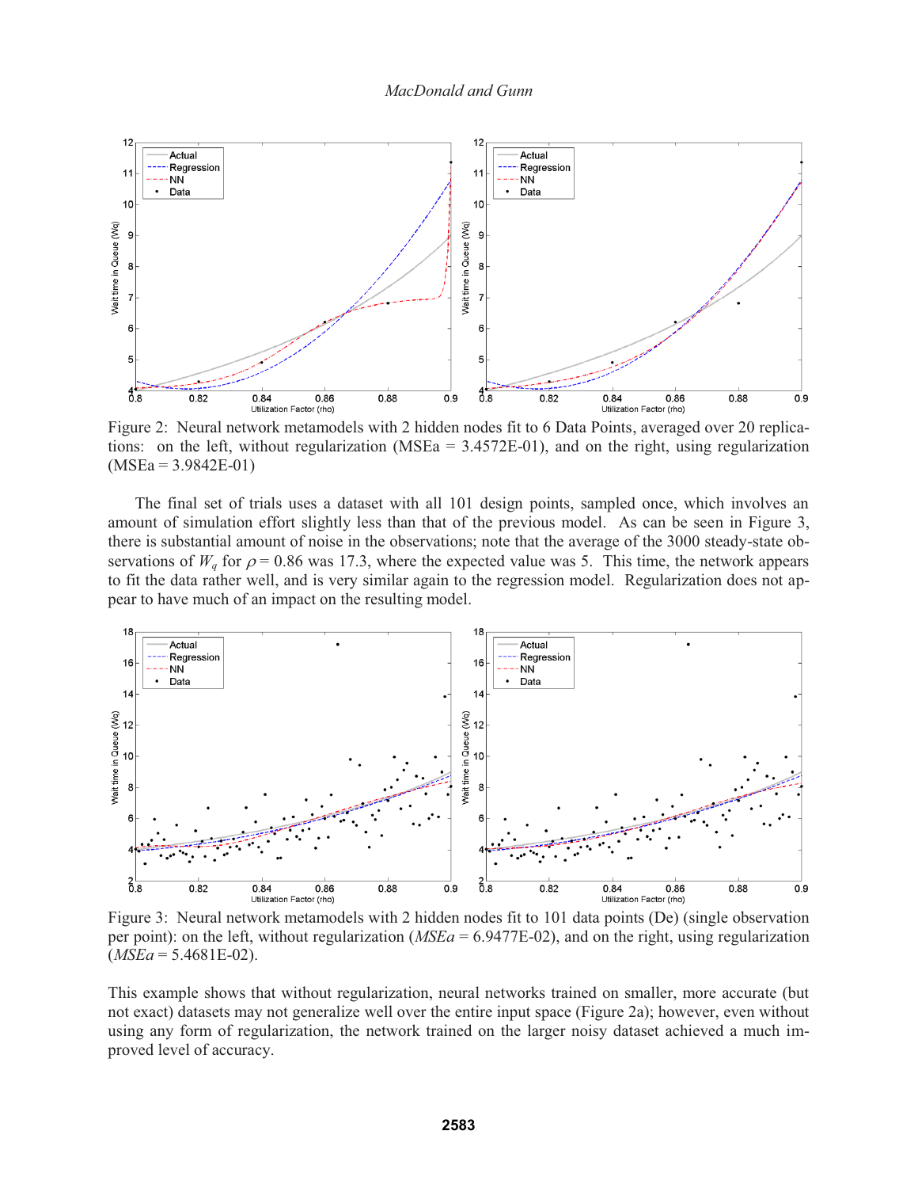Figure 2: Neural network metamodels with 2 hidden nodes fit to 6 Data Points, averaged over 20 replications: on the left, without regularization (MSEa = 3.4572E-01), and on the right, using regularization (MSEa = 3.9842E-01)

The final set of trials uses a dataset with all 101 design points, sampled once, which involves an amount of simulation effort slightly less than that of the previous model. As can be seen in Figure 3, there is substantial amount of noise in the observations; note that the average of the 3000 steady-state observations of $W_q$ for $\rho = 0.86$ was 17.3, where the expected value was 5. This time, the network appears to fit the data rather well, and is very similar again to the regression model. Regularization does not appear to have much of an impact on the resulting model.

Figure 3: Neural network metamodels with 2 hidden nodes fit to 101 data points (De) (single observation per point): on the left, without regularization (*MSEa* = 6.9477E-02), and on the right, using regularization (*MSEa* = 5.4681E-02).

This example shows that without regularization, neural networks trained on smaller, more accurate (but not exact) datasets may not generalize well over the entire input space (Figure 2a); however, even without using any form of regularization, the network trained on the larger noisy dataset achieved a much improved level of accuracy.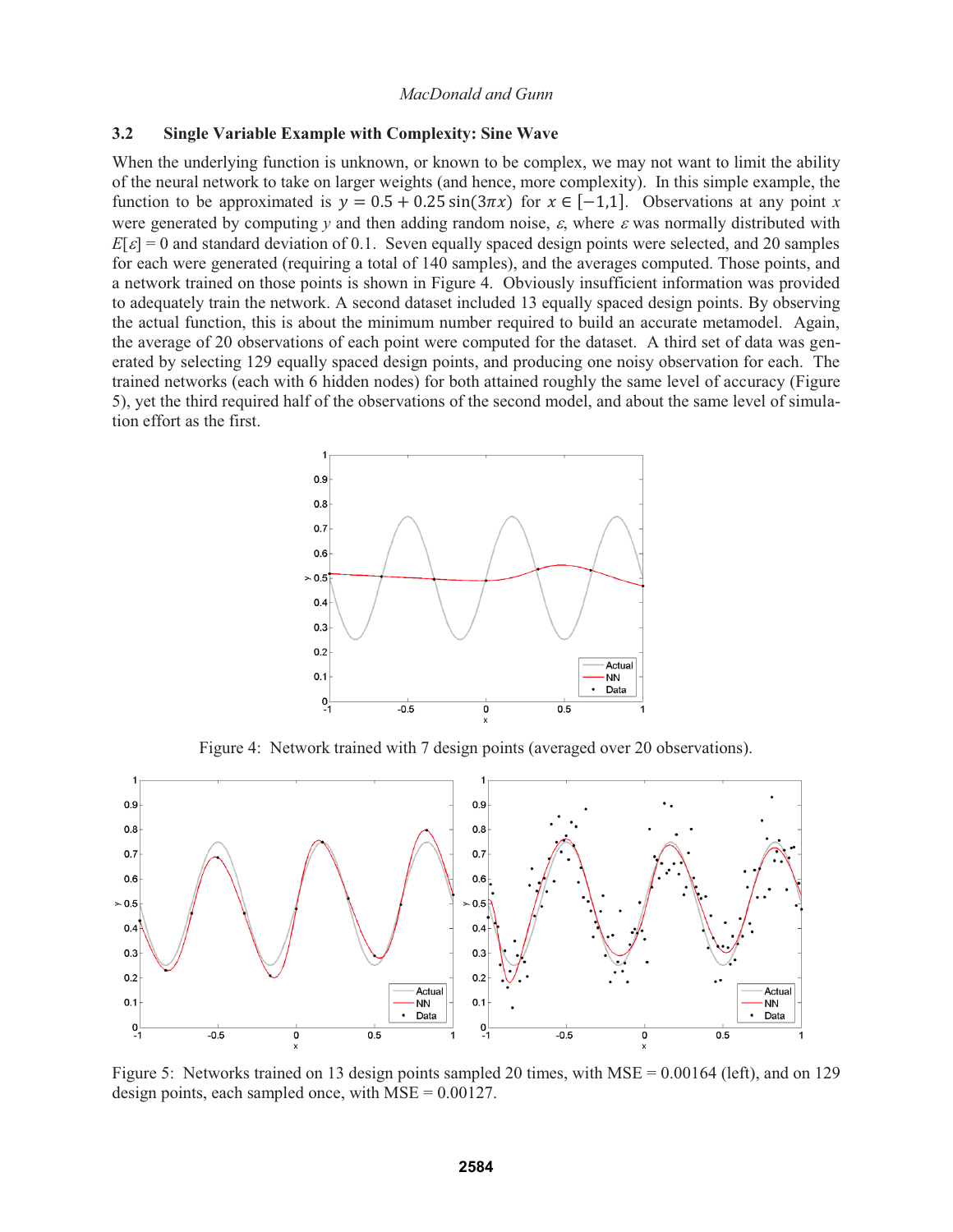### 3.2 Single Variable Example with Complexity: Sine Wave

When the underlying function is unknown, or known to be complex, we may not want to limit the ability of the neural network to take on larger weights (and hence, more complexity). In this simple example, the function to be approximated is $y = 0.5 + 0.25\sin(3\pi x)$ for $x \in [-1,1]$. Observations at any point $x$ were generated by computing $y$ and then adding random noise, $\varepsilon$, where $\varepsilon$ was normally distributed with $E[\varepsilon] = 0$ and standard deviation of 0.1. Seven equally spaced design points were selected, and 20 samples for each were generated (requiring a total of 140 samples), and the averages computed. Those points, and a network trained on those points is shown in Figure 4. Obviously insufficient information was provided to adequately train the network. A second dataset included 13 equally spaced design points. By observing the actual function, this is about the minimum number required to build an accurate metamodel. Again, the average of 20 observations of each point were computed for the dataset. A third set of data was generated by selecting 129 equally spaced design points, and producing one noisy observation for each. The trained networks (each with 6 hidden nodes) for both attained roughly the same level of accuracy (Figure 5), yet the third required half of the observations of the second model, and about the same level of simulation effort as the first.

Figure 4: Network trained with 7 design points (averaged over 20 observations).

Figure 5: Networks trained on 13 design points sampled 20 times, with MSE = 0.00164 (left), and on 129 design points, each sampled once, with MSE = 0.00127.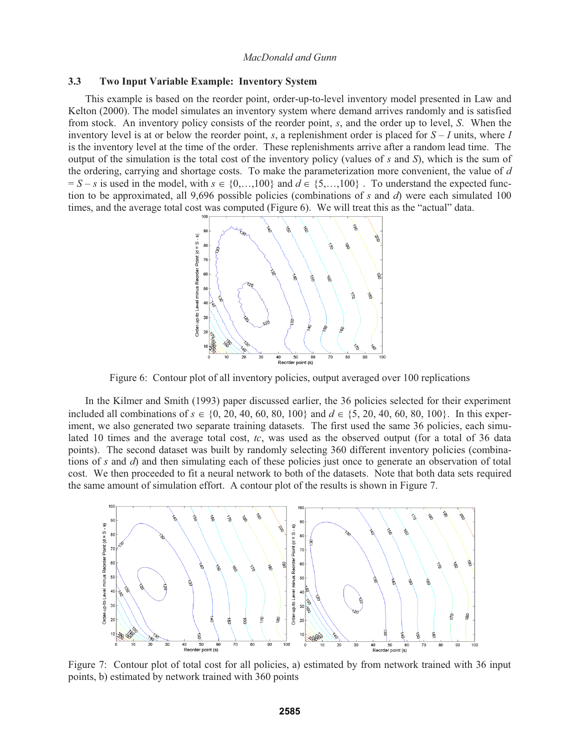### 3.3 Two Input Variable Example: Inventory System

This example is based on the reorder point, order-up-to-level inventory model presented in Law and Kelton (2000). The model simulates an inventory system where demand arrives randomly and is satisfied from stock. An inventory policy consists of the reorder point, $s$, and the order up to level, $S$. When the inventory level is at or below the reorder point, $s$, a replenishment order is placed for $S - I$ units, where $I$ is the inventory level at the time of the order. These replenishments arrive after a random lead time. The output of the simulation is the total cost of the inventory policy (values of $s$ and $S$), which is the sum of the ordering, carrying and shortage costs. To make the parameterization more convenient, the value of $d = S - s$ is used in the model, with $s \in \{0,\ldots,100\}$ and $d \in \{5,\ldots,100\}$. To understand the expected function to be approximated, all 9,696 possible policies (combinations of $s$ and $d$) were each simulated 100 times, and the average total cost was computed (Figure 6). We will treat this as the "actual" data.

Figure 6: Contour plot of all inventory policies, output averaged over 100 replications

In the Kilmer and Smith (1993) paper discussed earlier, the 36 policies selected for their experiment included all combinations of $s \in \{0, 20, 40, 60, 80, 100\}$ and $d \in \{5, 20, 40, 60, 80, 100\}$. In this experiment, we also generated two separate training datasets. The first used the same 36 policies, each simulated 10 times and the average total cost, $tc$, was used as the observed output (for a total of 36 data points). The second dataset was built by randomly selecting 360 different inventory policies (combinations of $s$ and $d$) and then simulating each of these policies just once to generate an observation of total cost. We then proceeded to fit a neural network to both of the datasets. Note that both data sets required the same amount of simulation effort. A contour plot of the results is shown in Figure 7.

Figure 7: Contour plot of total cost for all policies, a) estimated by from network trained with 36 input points, b) estimated by network trained with 360 points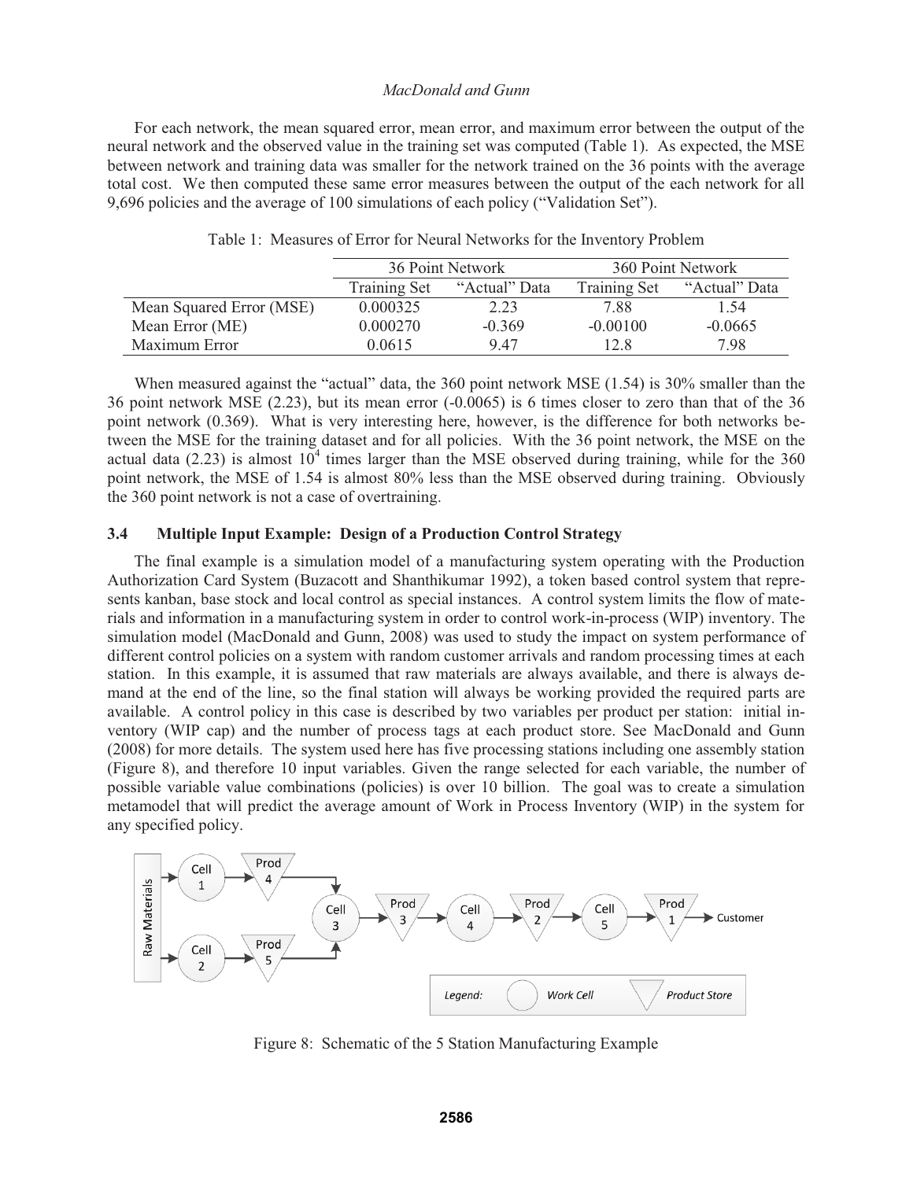For each network, the mean squared error, mean error, and maximum error between the output of the neural network and the observed value in the training set was computed (Table 1). As expected, the MSE between network and training data was smaller for the network trained on the 36 points with the average total cost. We then computed these same error measures between the output of the each network for all 9,696 policies and the average of 100 simulations of each policy ("Validation Set").

Table 1: Measures of Error for Neural Networks for the Inventory Problem

| | 36 Point Network | | 360 Point Network | |
|---|---|---|---|---|
| | Training Set | "Actual" Data | Training Set | "Actual" Data |
| Mean Squared Error (MSE) | 0.000325 | 2.23 | 7.88 | 1.54 |
| Mean Error (ME) | 0.000270 | -0.369 | -0.00100 | -0.0665 |
| Maximum Error | 0.0615 | 9.47 | 12.8 | 7.98 |

When measured against the "actual" data, the 360 point network MSE (1.54) is 30% smaller than the 36 point network MSE (2.23), but its mean error (-0.0065) is 6 times closer to zero than that of the 36 point network (0.369). What is very interesting here, however, is the difference for both networks between the MSE for the training dataset and for all policies. With the 36 point network, the MSE on the actual data (2.23) is almost $10^4$ times larger than the MSE observed during training, while for the 360 point network, the MSE of 1.54 is almost 80% less than the MSE observed during training. Obviously the 360 point network is not a case of overtraining.

### 3.4 Multiple Input Example: Design of a Production Control Strategy

The final example is a simulation model of a manufacturing system operating with the Production Authorization Card System (Buzacott and Shanthikumar 1992), a token based control system that represents kanban, base stock and local control as special instances. A control system limits the flow of materials and information in a manufacturing system in order to control work-in-process (WIP) inventory. The simulation model (MacDonald and Gunn, 2008) was used to study the impact on system performance of different control policies on a system with random customer arrivals and random processing times at each station. In this example, it is assumed that raw materials are always available, and there is always demand at the end of the line, so the final station will always be working provided the required parts are available. A control policy in this case is described by two variables per product per station: initial inventory (WIP cap) and the number of process tags at each product store. See MacDonald and Gunn (2008) for more details. The system used here has five processing stations including one assembly station (Figure 8), and therefore 10 input variables. Given the range selected for each variable, the number of possible variable value combinations (policies) is over 10 billion. The goal was to create a simulation metamodel that will predict the average amount of Work in Process Inventory (WIP) in the system for any specified policy.

Figure 8: Schematic of the 5 Station Manufacturing Example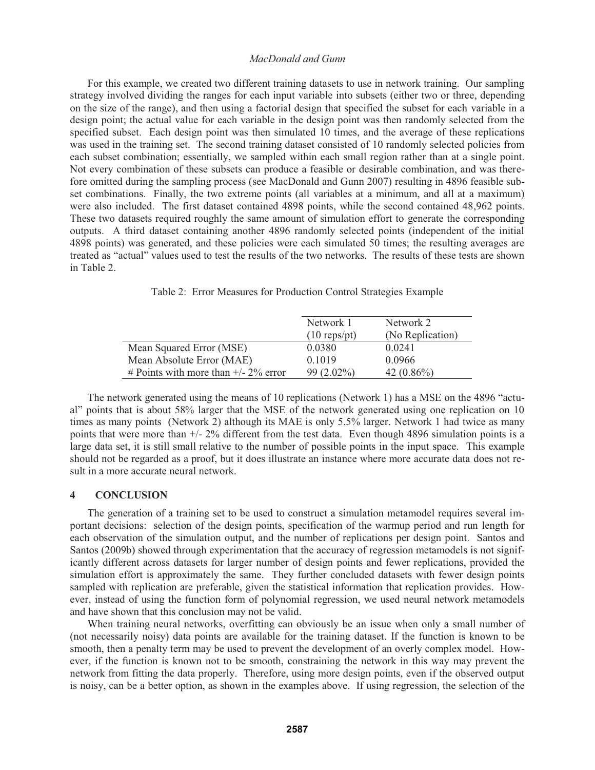For this example, we created two different training datasets to use in network training. Our sampling strategy involved dividing the ranges for each input variable into subsets (either two or three, depending on the size of the range), and then using a factorial design that specified the subset for each variable in a design point; the actual value for each variable in the design point was then randomly selected from the specified subset. Each design point was then simulated 10 times, and the average of these replications was used in the training set. The second training dataset consisted of 10 randomly selected policies from each subset combination; essentially, we sampled within each small region rather than at a single point. Not every combination of these subsets can produce a feasible or desirable combination, and was therefore omitted during the sampling process (see MacDonald and Gunn 2007) resulting in 4896 feasible subset combinations. Finally, the two extreme points (all variables at a minimum, and all at a maximum) were also included. The first dataset contained 4898 points, while the second contained 48,962 points. These two datasets required roughly the same amount of simulation effort to generate the corresponding outputs. A third dataset containing another 4896 randomly selected points (independent of the initial 4898 points) was generated, and these policies were each simulated 50 times; the resulting averages are treated as "actual" values used to test the results of the two networks. The results of these tests are shown in Table 2.

Table 2: Error Measures for Production Control Strategies Example

| | Network 1 (10 reps/pt) | Network 2 (No Replication) |
|---|---|---|
| Mean Squared Error (MSE) | 0.0380 | 0.0241 |
| Mean Absolute Error (MAE) | 0.1019 | 0.0966 |
| # Points with more than +/- 2% error | 99 (2.02%) | 42 (0.86%) |

The network generated using the means of 10 replications (Network 1) has a MSE on the 4896 "actual" points that is about 58% larger that the MSE of the network generated using one replication on 10 times as many points (Network 2) although its MAE is only 5.5% larger. Network 1 had twice as many points that were more than +/- 2% different from the test data. Even though 4896 simulation points is a large data set, it is still small relative to the number of possible points in the input space. This example should not be regarded as a proof, but it does illustrate an instance where more accurate data does not result in a more accurate neural network.

## 4 CONCLUSION

The generation of a training set to be used to construct a simulation metamodel requires several important decisions: selection of the design points, specification of the warmup period and run length for each observation of the simulation output, and the number of replications per design point. Santos and Santos (2009b) showed through experimentation that the accuracy of regression metamodels is not significantly different across datasets for larger number of design points and fewer replications, provided the simulation effort is approximately the same. They further concluded datasets with fewer design points sampled with replication are preferable, given the statistical information that replication provides. However, instead of using the function form of polynomial regression, we used neural network metamodels and have shown that this conclusion may not be valid.

When training neural networks, overfitting can obviously be an issue when only a small number of (not necessarily noisy) data points are available for the training dataset. If the function is known to be smooth, then a penalty term may be used to prevent the development of an overly complex model. However, if the function is known not to be smooth, constraining the network in this way may prevent the network from fitting the data properly. Therefore, using more design points, even if the observed output is noisy, can be a better option, as shown in the examples above. If using regression, the selection of the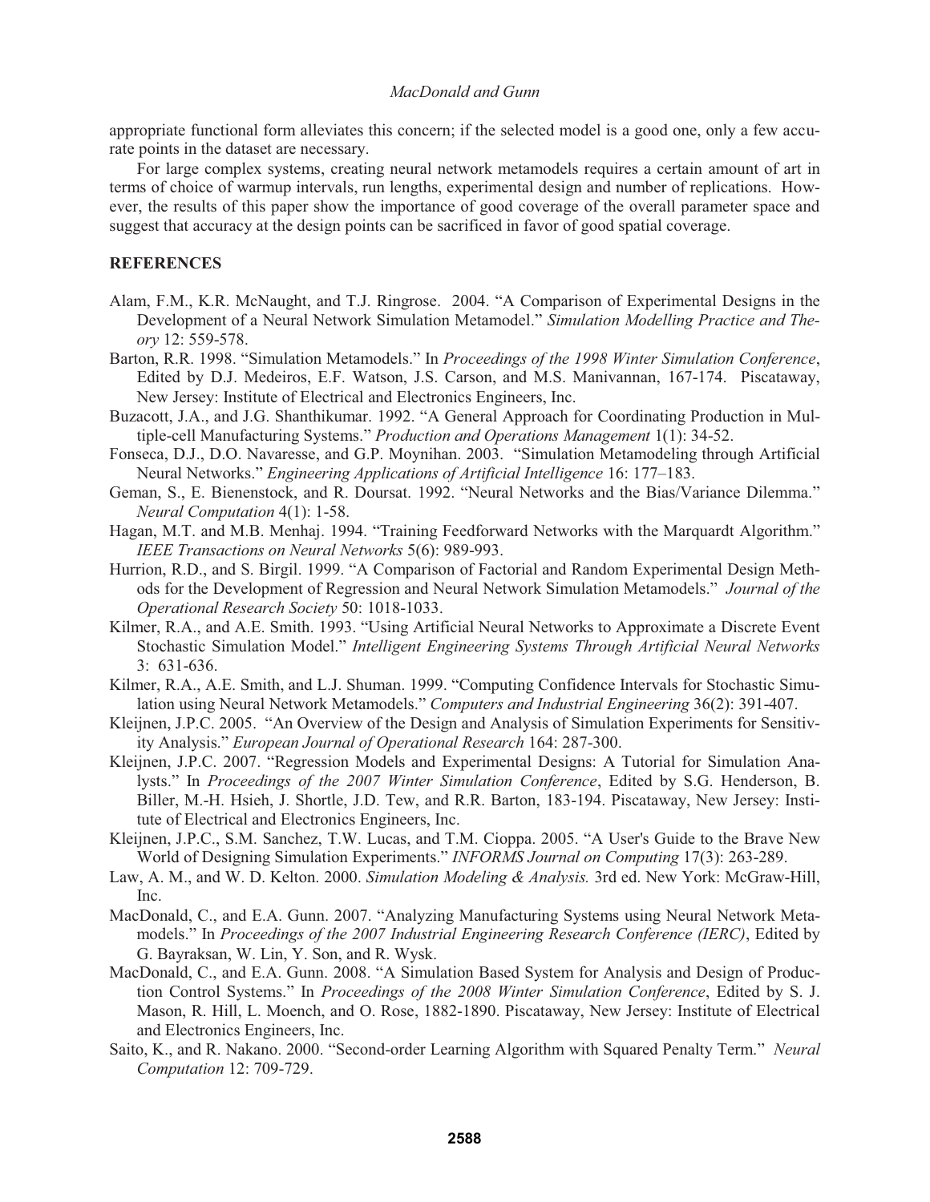appropriate functional form alleviates this concern; if the selected model is a good one, only a few accurate points in the dataset are necessary.

For large complex systems, creating neural network metamodels requires a certain amount of art in terms of choice of warmup intervals, run lengths, experimental design and number of replications. However, the results of this paper show the importance of good coverage of the overall parameter space and suggest that accuracy at the design points can be sacrificed in favor of good spatial coverage.

## REFERENCES

Alam, F.M., K.R. McNaught, and T.J. Ringrose. 2004. "A Comparison of Experimental Designs in the Development of a Neural Network Simulation Metamodel." *Simulation Modelling Practice and Theory* 12: 559-578.

Barton, R.R. 1998. "Simulation Metamodels." In *Proceedings of the 1998 Winter Simulation Conference*, Edited by D.J. Medeiros, E.F. Watson, J.S. Carson, and M.S. Manivannan, 167-174. Piscataway, New Jersey: Institute of Electrical and Electronics Engineers, Inc.

Buzacott, J.A., and J.G. Shanthikumar. 1992. "A General Approach for Coordinating Production in Multiple-cell Manufacturing Systems." *Production and Operations Management* 1(1): 34-52.

Fonseca, D.J., D.O. Navaresse, and G.P. Moynihan. 2003. "Simulation Metamodeling through Artificial Neural Networks." *Engineering Applications of Artificial Intelligence* 16: 177–183.

Geman, S., E. Bienenstock, and R. Doursat. 1992. "Neural Networks and the Bias/Variance Dilemma." *Neural Computation* 4(1): 1-58.

Hagan, M.T. and M.B. Menhaj. 1994. "Training Feedforward Networks with the Marquardt Algorithm." *IEEE Transactions on Neural Networks* 5(6): 989-993.

Hurrion, R.D., and S. Birgil. 1999. "A Comparison of Factorial and Random Experimental Design Methods for the Development of Regression and Neural Network Simulation Metamodels." *Journal of the Operational Research Society* 50: 1018-1033.

Kilmer, R.A., and A.E. Smith. 1993. "Using Artificial Neural Networks to Approximate a Discrete Event Stochastic Simulation Model." *Intelligent Engineering Systems Through Artificial Neural Networks* 3: 631-636.

Kilmer, R.A., A.E. Smith, and L.J. Shuman. 1999. "Computing Confidence Intervals for Stochastic Simulation using Neural Network Metamodels." *Computers and Industrial Engineering* 36(2): 391-407.

Kleijnen, J.P.C. 2005. "An Overview of the Design and Analysis of Simulation Experiments for Sensitivity Analysis." *European Journal of Operational Research* 164: 287-300.

Kleijnen, J.P.C. 2007. "Regression Models and Experimental Designs: A Tutorial for Simulation Analysts." In *Proceedings of the 2007 Winter Simulation Conference*, Edited by S.G. Henderson, B. Biller, M.-H. Hsieh, J. Shortle, J.D. Tew, and R.R. Barton, 183-194. Piscataway, New Jersey: Institute of Electrical and Electronics Engineers, Inc.

Kleijnen, J.P.C., S.M. Sanchez, T.W. Lucas, and T.M. Cioppa. 2005. "A User's Guide to the Brave New World of Designing Simulation Experiments." *INFORMS Journal on Computing* 17(3): 263-289.

Law, A. M., and W. D. Kelton. 2000. *Simulation Modeling & Analysis.* 3rd ed. New York: McGraw-Hill, Inc.

MacDonald, C., and E.A. Gunn. 2007. "Analyzing Manufacturing Systems using Neural Network Metamodels." In *Proceedings of the 2007 Industrial Engineering Research Conference (IERC)*, Edited by G. Bayraksan, W. Lin, Y. Son, and R. Wysk.

MacDonald, C., and E.A. Gunn. 2008. "A Simulation Based System for Analysis and Design of Production Control Systems." In *Proceedings of the 2008 Winter Simulation Conference*, Edited by S. J. Mason, R. Hill, L. Moench, and O. Rose, 1882-1890. Piscataway, New Jersey: Institute of Electrical and Electronics Engineers, Inc.

Saito, K., and R. Nakano. 2000. "Second-order Learning Algorithm with Squared Penalty Term." *Neural Computation* 12: 709-729.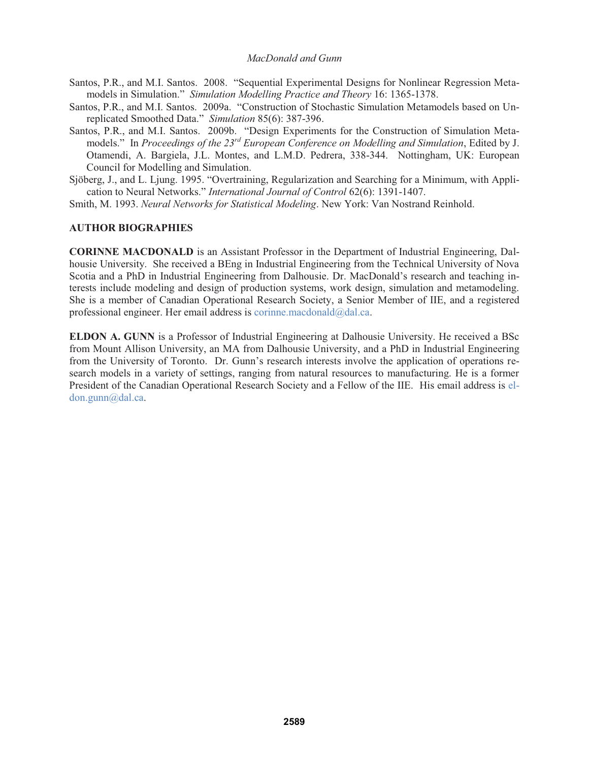Santos, P.R., and M.I. Santos. 2008. "Sequential Experimental Designs for Nonlinear Regression Metamodels in Simulation." *Simulation Modelling Practice and Theory* 16: 1365-1378.

Santos, P.R., and M.I. Santos. 2009a. "Construction of Stochastic Simulation Metamodels based on Unreplicated Smoothed Data." *Simulation* 85(6): 387-396.

Santos, P.R., and M.I. Santos. 2009b. "Design Experiments for the Construction of Simulation Metamodels." In *Proceedings of the 23rd European Conference on Modelling and Simulation*, Edited by J. Otamendi, A. Bargiela, J.L. Montes, and L.M.D. Pedrera, 338-344. Nottingham, UK: European Council for Modelling and Simulation.

Sjöberg, J., and L. Ljung. 1995. "Overtraining, Regularization and Searching for a Minimum, with Application to Neural Networks." *International Journal of Control* 62(6): 1391-1407.

Smith, M. 1993. *Neural Networks for Statistical Modeling*. New York: Van Nostrand Reinhold.

## AUTHOR BIOGRAPHIES

**CORINNE MACDONALD** is an Assistant Professor in the Department of Industrial Engineering, Dalhousie University. She received a BEng in Industrial Engineering from the Technical University of Nova Scotia and a PhD in Industrial Engineering from Dalhousie. Dr. MacDonald's research and teaching interests include modeling and design of production systems, work design, simulation and metamodeling. She is a member of Canadian Operational Research Society, a Senior Member of IIE, and a registered professional engineer. Her email address is corinne.macdonald@dal.ca.

**ELDON A. GUNN** is a Professor of Industrial Engineering at Dalhousie University. He received a BSc from Mount Allison University, an MA from Dalhousie University, and a PhD in Industrial Engineering from the University of Toronto. Dr. Gunn's research interests involve the application of operations research models in a variety of settings, ranging from natural resources to manufacturing. He is a former President of the Canadian Operational Research Society and a Fellow of the IIE. His email address is eldon.gunn@dal.ca.